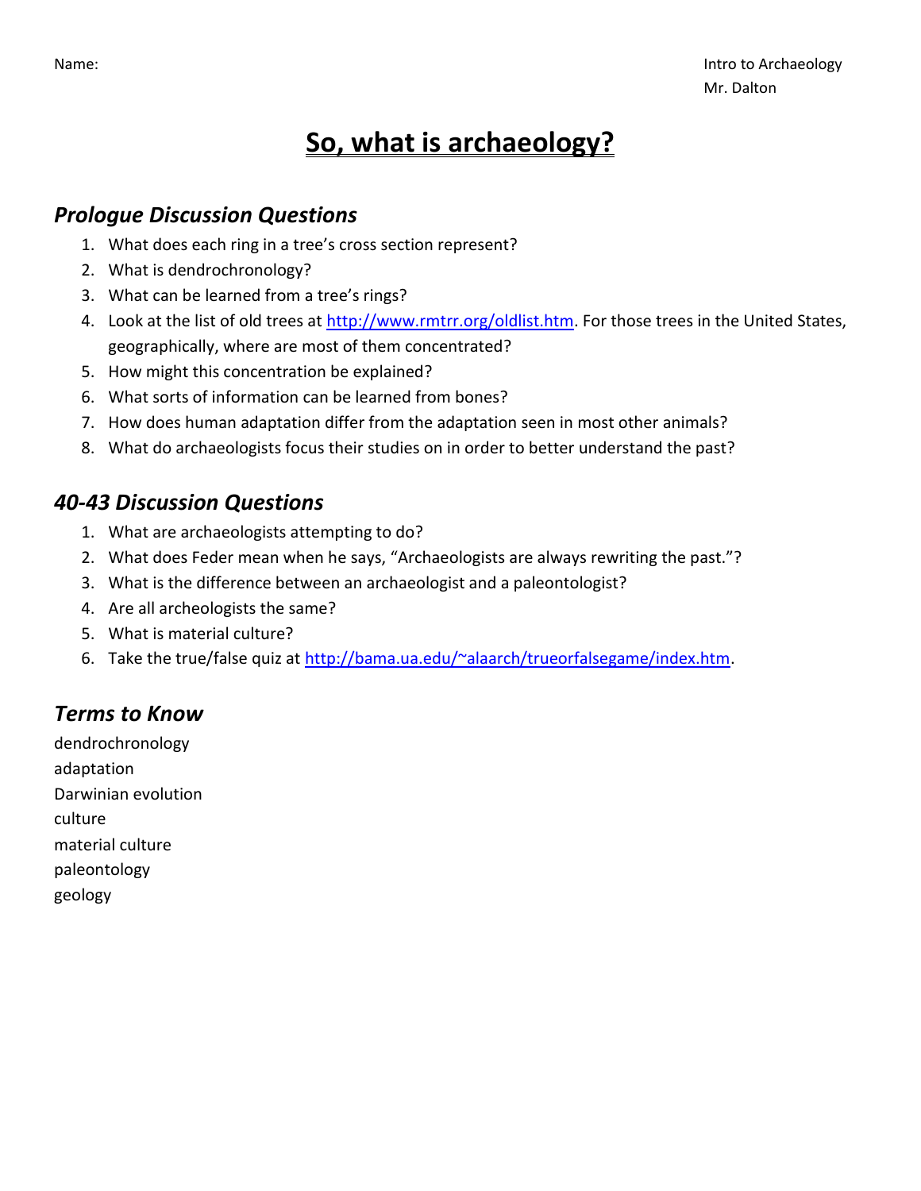Name:

Intro to Archaeology
Mr. Dalton

# So, what is archaeology?

## *Prologue Discussion Questions*

1. What does each ring in a tree's cross section represent?
2. What is dendrochronology?
3. What can be learned from a tree's rings?
4. Look at the list of old trees at http://www.rmtrr.org/oldlist.htm. For those trees in the United States, geographically, where are most of them concentrated?
5. How might this concentration be explained?
6. What sorts of information can be learned from bones?
7. How does human adaptation differ from the adaptation seen in most other animals?
8. What do archaeologists focus their studies on in order to better understand the past?

## *40-43 Discussion Questions*

1. What are archaeologists attempting to do?
2. What does Feder mean when he says, "Archaeologists are always rewriting the past."?
3. What is the difference between an archaeologist and a paleontologist?
4. Are all archeologists the same?
5. What is material culture?
6. Take the true/false quiz at http://bama.ua.edu/~alaarch/trueorfalsegame/index.htm.

## *Terms to Know*

dendrochronology
adaptation
Darwinian evolution
culture
material culture
paleontology
geology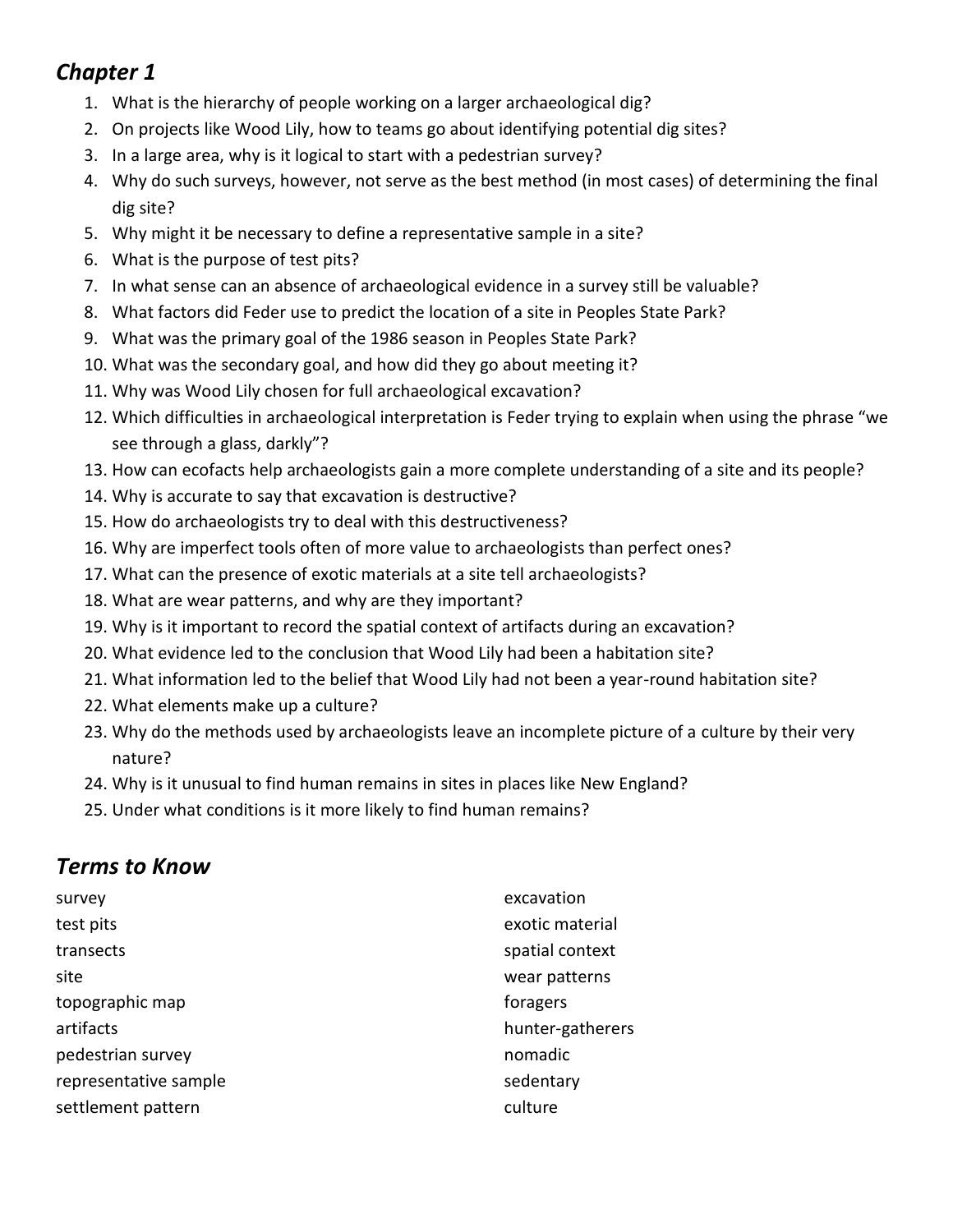## *Chapter 1*

1. What is the hierarchy of people working on a larger archaeological dig?
2. On projects like Wood Lily, how to teams go about identifying potential dig sites?
3. In a large area, why is it logical to start with a pedestrian survey?
4. Why do such surveys, however, not serve as the best method (in most cases) of determining the final dig site?
5. Why might it be necessary to define a representative sample in a site?
6. What is the purpose of test pits?
7. In what sense can an absence of archaeological evidence in a survey still be valuable?
8. What factors did Feder use to predict the location of a site in Peoples State Park?
9. What was the primary goal of the 1986 season in Peoples State Park?
10. What was the secondary goal, and how did they go about meeting it?
11. Why was Wood Lily chosen for full archaeological excavation?
12. Which difficulties in archaeological interpretation is Feder trying to explain when using the phrase "we see through a glass, darkly"?
13. How can ecofacts help archaeologists gain a more complete understanding of a site and its people?
14. Why is accurate to say that excavation is destructive?
15. How do archaeologists try to deal with this destructiveness?
16. Why are imperfect tools often of more value to archaeologists than perfect ones?
17. What can the presence of exotic materials at a site tell archaeologists?
18. What are wear patterns, and why are they important?
19. Why is it important to record the spatial context of artifacts during an excavation?
20. What evidence led to the conclusion that Wood Lily had been a habitation site?
21. What information led to the belief that Wood Lily had not been a year-round habitation site?
22. What elements make up a culture?
23. Why do the methods used by archaeologists leave an incomplete picture of a culture by their very nature?
24. Why is it unusual to find human remains in sites in places like New England?
25. Under what conditions is it more likely to find human remains?

## *Terms to Know*

survey
test pits
transects
site
topographic map
artifacts
pedestrian survey
representative sample
settlement pattern
excavation
exotic material
spatial context
wear patterns
foragers
hunter-gatherers
nomadic
sedentary
culture